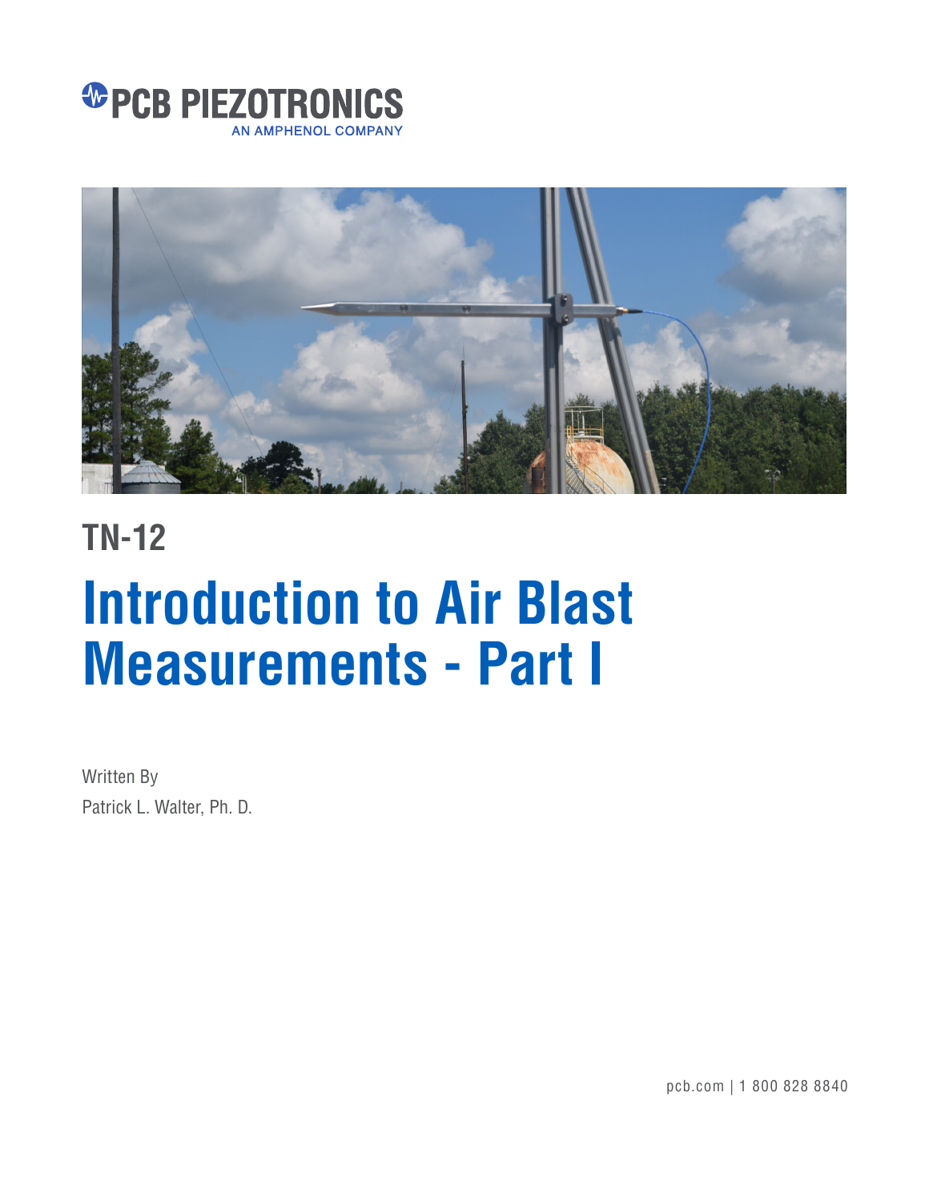PCB PIEZOTRONICS
AN AMPHENOL COMPANY

## TN-12

# Introduction to Air Blast Measurements - Part I

Written By
Patrick L. Walter, Ph. D.

pcb.com | 1 800 828 8840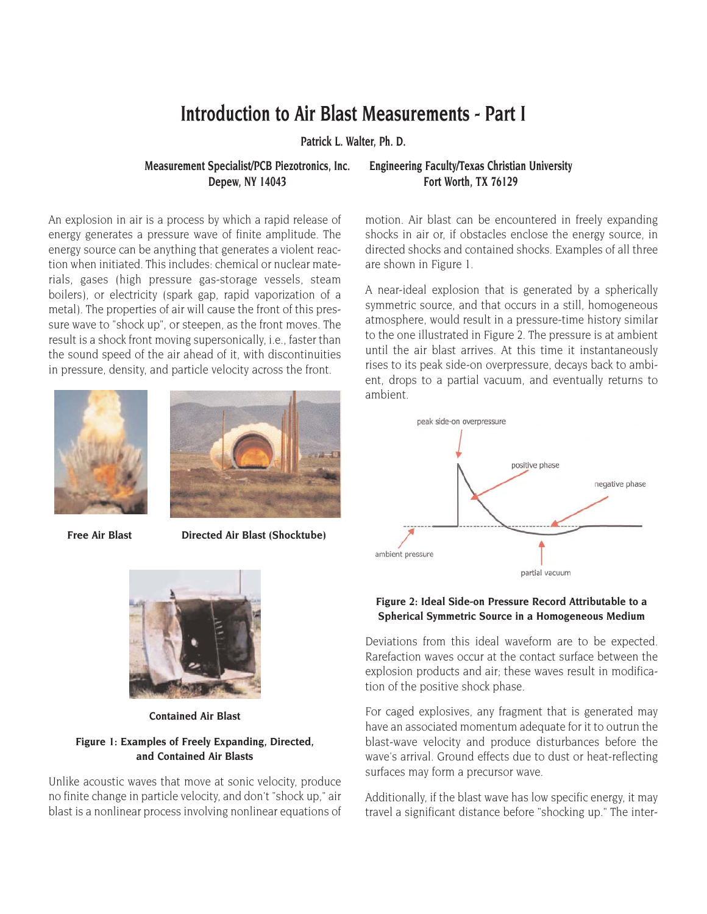// Tidied page markdown for document 736eb97d02a8, page 2

# Introduction to Air Blast Measurements - Part I

**Patrick L. Walter, Ph. D.**

**Measurement Specialist/PCB Piezotronics, Inc.**
**Depew, NY 14043**

**Engineering Faculty/Texas Christian University**
**Fort Worth, TX 76129**

An explosion in air is a process by which a rapid release of energy generates a pressure wave of finite amplitude. The energy source can be anything that generates a violent reaction when initiated. This includes: chemical or nuclear materials, gases (high pressure gas-storage vessels, steam boilers), or electricity (spark gap, rapid vaporization of a metal). The properties of air will cause the front of this pressure wave to "shock up", or steepen, as the front moves. The result is a shock front moving supersonically, i.e., faster than the sound speed of the air ahead of it, with discontinuities in pressure, density, and particle velocity across the front.

**Free Air Blast**

**Directed Air Blast (Shocktube)**

**Contained Air Blast**

**Figure 1: Examples of Freely Expanding, Directed, and Contained Air Blasts**

Unlike acoustic waves that move at sonic velocity, produce no finite change in particle velocity, and don't "shock up," air blast is a nonlinear process involving nonlinear equations of motion. Air blast can be encountered in freely expanding shocks in air or, if obstacles enclose the energy source, in directed shocks and contained shocks. Examples of all three are shown in Figure 1.

A near-ideal explosion that is generated by a spherically symmetric source, and that occurs in a still, homogeneous atmosphere, would result in a pressure-time history similar to the one illustrated in Figure 2. The pressure is at ambient until the air blast arrives. At this time it instantaneously rises to its peak side-on overpressure, decays back to ambient, drops to a partial vacuum, and eventually returns to ambient.

**Figure 2: Ideal Side-on Pressure Record Attributable to a Spherical Symmetric Source in a Homogeneous Medium**

Deviations from this ideal waveform are to be expected. Rarefaction waves occur at the contact surface between the explosion products and air; these waves result in modification of the positive shock phase.

For caged explosives, any fragment that is generated may have an associated momentum adequate for it to outrun the blast-wave velocity and produce disturbances before the wave's arrival. Ground effects due to dust or heat-reflecting surfaces may form a precursor wave.

Additionally, if the blast wave has low specific energy, it may travel a significant distance before "shocking up." The inter-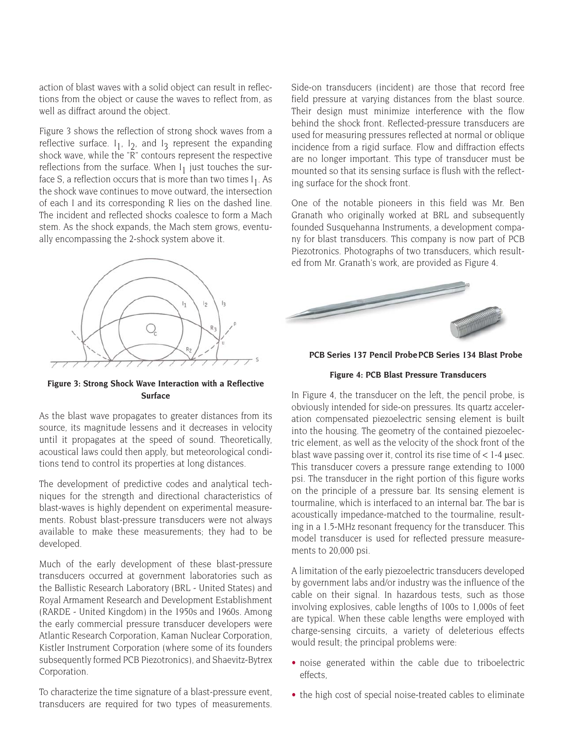action of blast waves with a solid object can result in reflections from the object or cause the waves to reflect from, as well as diffract around the object.

Figure 3 shows the reflection of strong shock waves from a reflective surface. $I_1$, $I_2$, and $I_3$ represent the expanding shock wave, while the "R" contours represent the respective reflections from the surface. When $I_1$ just touches the surface S, a reflection occurs that is more than two times $I_1$. As the shock wave continues to move outward, the intersection of each I and its corresponding R lies on the dashed line. The incident and reflected shocks coalesce to form a Mach stem. As the shock expands, the Mach stem grows, eventually encompassing the 2-shock system above it.

**Figure 3: Strong Shock Wave Interaction with a Reflective Surface**

As the blast wave propagates to greater distances from its source, its magnitude lessens and it decreases in velocity until it propagates at the speed of sound. Theoretically, acoustical laws could then apply, but meteorological conditions tend to control its properties at long distances.

The development of predictive codes and analytical techniques for the strength and directional characteristics of blast-waves is highly dependent on experimental measurements. Robust blast-pressure transducers were not always available to make these measurements; they had to be developed.

Much of the early development of these blast-pressure transducers occurred at government laboratories such as the Ballistic Research Laboratory (BRL - United States) and Royal Armament Research and Development Establishment (RARDE - United Kingdom) in the 1950s and 1960s. Among the early commercial pressure transducer developers were Atlantic Research Corporation, Kaman Nuclear Corporation, Kistler Instrument Corporation (where some of its founders subsequently formed PCB Piezotronics), and Shaevitz-Bytrex Corporation.

To characterize the time signature of a blast-pressure event, transducers are required for two types of measurements. Side-on transducers (incident) are those that record free field pressure at varying distances from the blast source. Their design must minimize interference with the flow behind the shock front. Reflected-pressure transducers are used for measuring pressures reflected at normal or oblique incidence from a rigid surface. Flow and diffraction effects are no longer important. This type of transducer must be mounted so that its sensing surface is flush with the reflecting surface for the shock front.

One of the notable pioneers in this field was Mr. Ben Granath who originally worked at BRL and subsequently founded Susquehanna Instruments, a development company for blast transducers. This company is now part of PCB Piezotronics. Photographs of two transducers, which resulted from Mr. Granath's work, are provided as Figure 4.

**PCB Series 137 Pencil Probe** **PCB Series 134 Blast Probe**

**Figure 4: PCB Blast Pressure Transducers**

In Figure 4, the transducer on the left, the pencil probe, is obviously intended for side-on pressures. Its quartz acceleration compensated piezoelectric sensing element is built into the housing. The geometry of the contained piezoelectric element, as well as the velocity of the shock front of the blast wave passing over it, control its rise time of < 1-4 μsec. This transducer covers a pressure range extending to 1000 psi. The transducer in the right portion of this figure works on the principle of a pressure bar. Its sensing element is tourmaline, which is interfaced to an internal bar. The bar is acoustically impedance-matched to the tourmaline, resulting in a 1.5-MHz resonant frequency for the transducer. This model transducer is used for reflected pressure measurements to 20,000 psi.

A limitation of the early piezoelectric transducers developed by government labs and/or industry was the influence of the cable on their signal. In hazardous tests, such as those involving explosives, cable lengths of 100s to 1,000s of feet are typical. When these cable lengths were employed with charge-sensing circuits, a variety of deleterious effects would result; the principal problems were:

- noise generated within the cable due to triboelectric effects,
- the high cost of special noise-treated cables to eliminate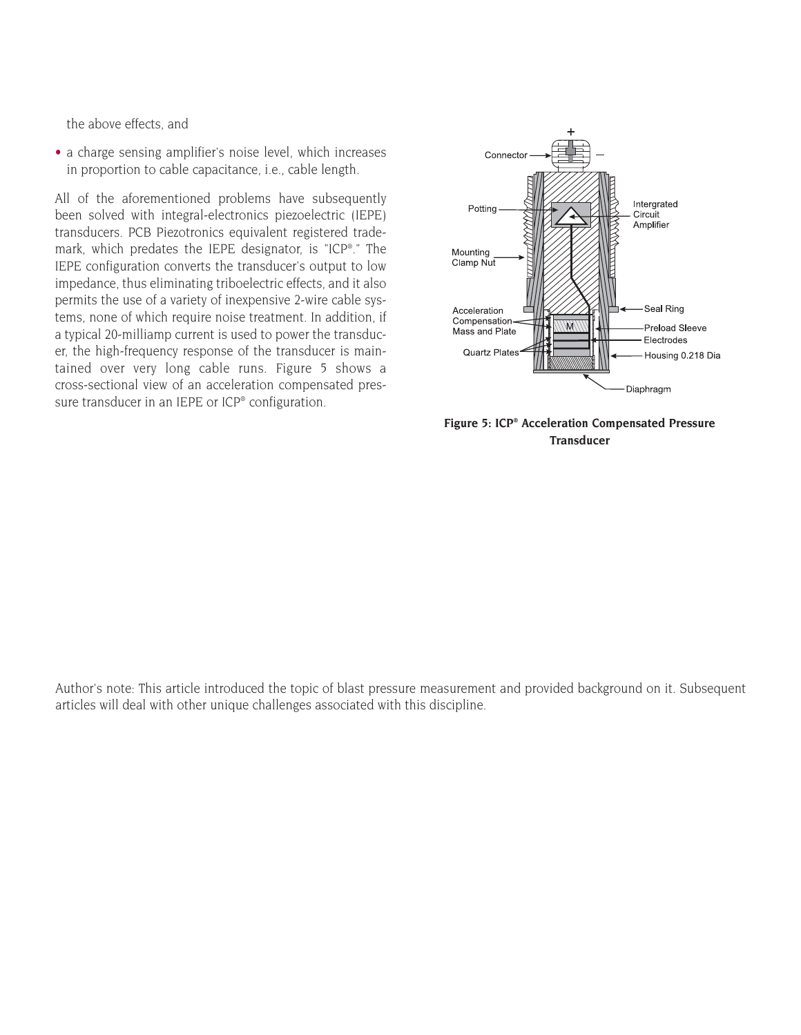the above effects, and

- a charge sensing amplifier's noise level, which increases in proportion to cable capacitance, i.e., cable length.

All of the aforementioned problems have subsequently been solved with integral-electronics piezoelectric (IEPE) transducers. PCB Piezotronics equivalent registered trademark, which predates the IEPE designator, is "ICP®." The IEPE configuration converts the transducer's output to low impedance, thus eliminating triboelectric effects, and it also permits the use of a variety of inexpensive 2-wire cable systems, none of which require noise treatment. In addition, if a typical 20-milliamp current is used to power the transducer, the high-frequency response of the transducer is maintained over very long cable runs. Figure 5 shows a cross-sectional view of an acceleration compensated pressure transducer in an IEPE or ICP® configuration.

**Figure 5: ICP® Acceleration Compensated Pressure Transducer**

Author's note: This article introduced the topic of blast pressure measurement and provided background on it. Subsequent articles will deal with other unique challenges associated with this discipline.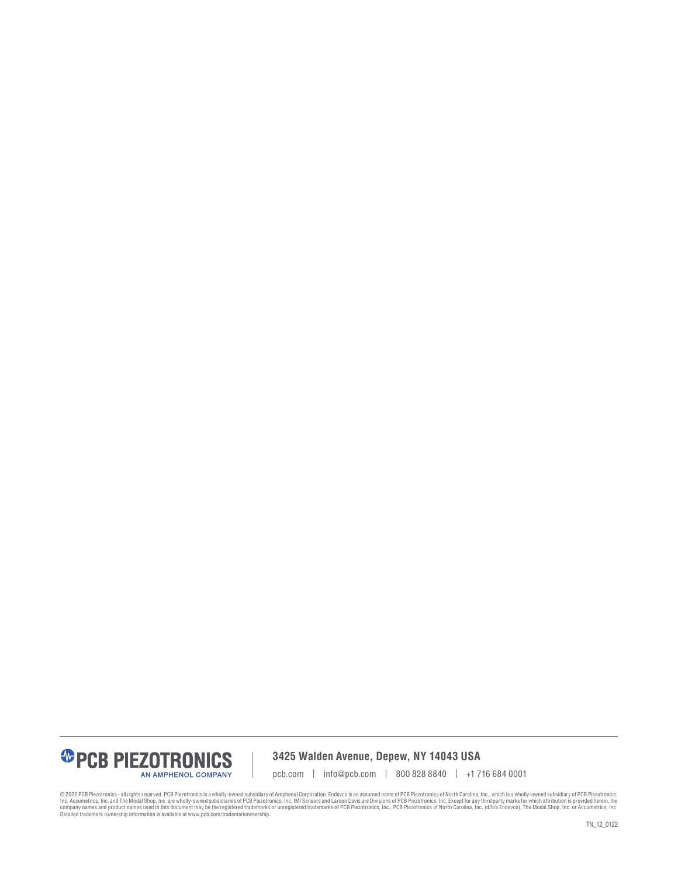PCB PIEZOTRONICS
AN AMPHENOL COMPANY

**3425 Walden Avenue, Depew, NY 14043 USA**

pcb.com | info@pcb.com | 800 828 8840 | +1 716 684 0001

© 2022 PCB Piezotronics - all rights reserved. PCB Piezotronics is a wholly-owned subsidiary of Amphenol Corporation. Endevco is an assumed name of PCB Piezotronics of North Carolina, Inc., which is a wholly-owned subsidiary of PCB Piezotronics, Inc. Accumetrics, Inc. and The Modal Shop, Inc. are wholly-owned subsidiaries of PCB Piezotronics, Inc. IMI Sensors and Larson Davis are Divisions of PCB Piezotronics, Inc. Except for any third party marks for which attribution is provided herein, the company names and product names used in this document may be the registered trademarks or unregistered trademarks of PCB Piezotronics, Inc., PCB Piezotronics of North Carolina, Inc. (d/b/a Endevco), The Modal Shop, Inc. or Accumetrics, Inc. Detailed trademark ownership information is available at www.pcb.com/trademarkownership.

TN_12_0122